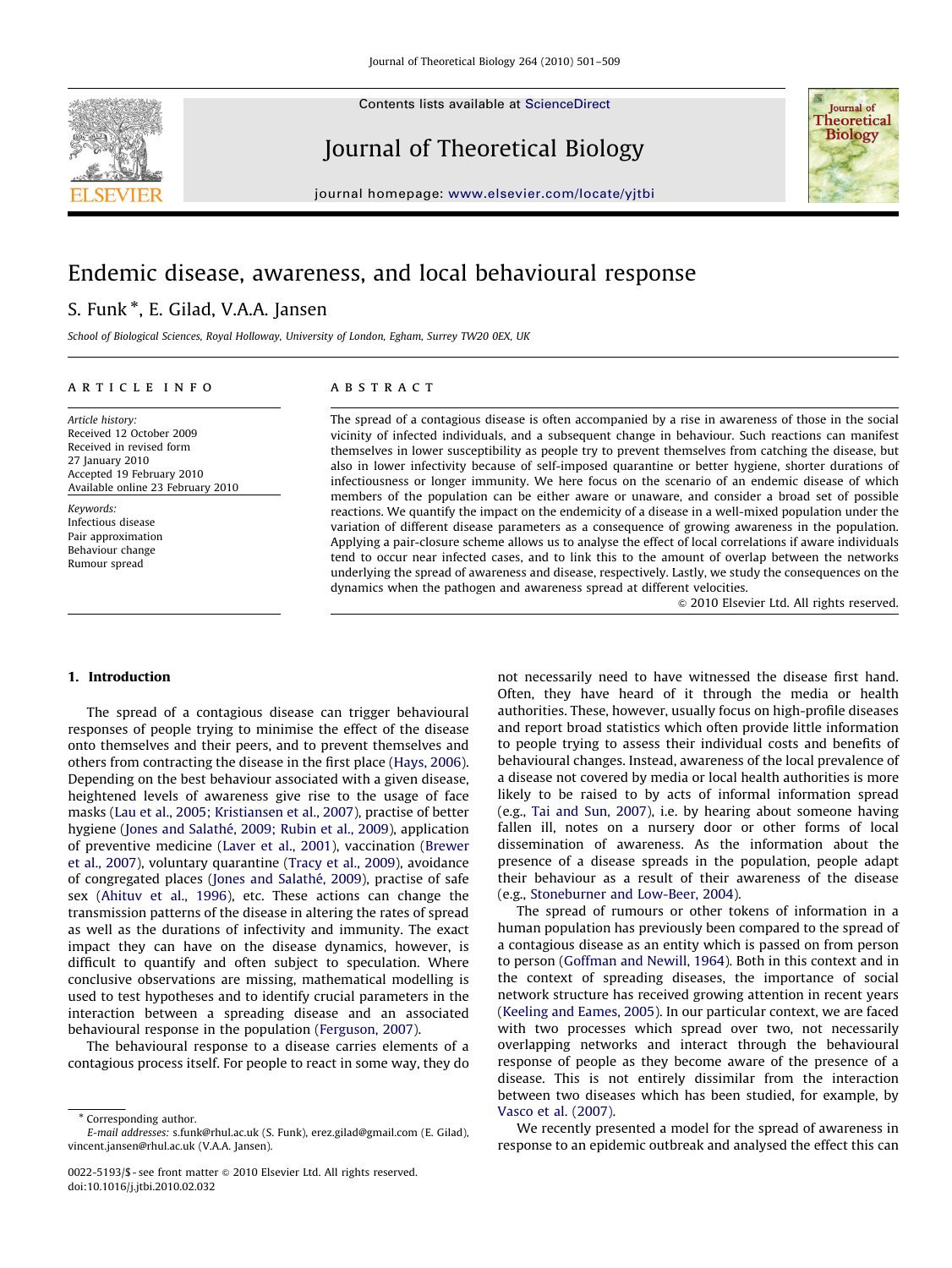Contents lists available at ScienceDirect

# Journal of Theoretical Biology

journal homepage: www.elsevier.com/locate/yjtbi

# Endemic disease, awareness, and local behavioural response

S. Funk*, E. Gilad, V.A.A. Jansen

*School of Biological Sciences, Royal Holloway, University of London, Egham, Surrey TW20 0EX, UK*

**ARTICLE INFO**

*Article history:*
Received 12 October 2009
Received in revised form
27 January 2010
Accepted 19 February 2010
Available online 23 February 2010

*Keywords:*
Infectious disease
Pair approximation
Behaviour change
Rumour spread

**ABSTRACT**

The spread of a contagious disease is often accompanied by a rise in awareness of those in the social vicinity of infected individuals, and a subsequent change in behaviour. Such reactions can manifest themselves in lower susceptibility as people try to prevent themselves from catching the disease, but also in lower infectivity because of self-imposed quarantine or better hygiene, shorter durations of infectiousness or longer immunity. We here focus on the scenario of an endemic disease of which members of the population can be either aware or unaware, and consider a broad set of possible reactions. We quantify the impact on the endemicity of a disease in a well-mixed population under the variation of different disease parameters as a consequence of growing awareness in the population. Applying a pair-closure scheme allows us to analyse the effect of local correlations if aware individuals tend to occur near infected cases, and to link this to the amount of overlap between the networks underlying the spread of awareness and disease, respectively. Lastly, we study the consequences on the dynamics when the pathogen and awareness spread at different velocities.

© 2010 Elsevier Ltd. All rights reserved.

## 1. Introduction

The spread of a contagious disease can trigger behavioural responses of people trying to minimise the effect of the disease onto themselves and their peers, and to prevent themselves and others from contracting the disease in the first place (Hays, 2006). Depending on the best behaviour associated with a given disease, heightened levels of awareness give rise to the usage of face masks (Lau et al., 2005; Kristiansen et al., 2007), practise of better hygiene (Jones and Salathé, 2009; Rubin et al., 2009), application of preventive medicine (Laver et al., 2001), vaccination (Brewer et al., 2007), voluntary quarantine (Tracy et al., 2009), avoidance of congregated places (Jones and Salathé, 2009), practise of safe sex (Ahituv et al., 1996), etc. These actions can change the transmission patterns of the disease in altering the rates of spread as well as the durations of infectivity and immunity. The exact impact they can have on the disease dynamics, however, is difficult to quantify and often subject to speculation. Where conclusive observations are missing, mathematical modelling is used to test hypotheses and to identify crucial parameters in the interaction between a spreading disease and an associated behavioural response in the population (Ferguson, 2007).

The behavioural response to a disease carries elements of a contagious process itself. For people to react in some way, they do not necessarily need to have witnessed the disease first hand. Often, they have heard of it through the media or health authorities. These, however, usually focus on high-profile diseases and report broad statistics which often provide little information to people trying to assess their individual costs and benefits of behavioural changes. Instead, awareness of the local prevalence of a disease not covered by media or local health authorities is more likely to be raised to by acts of informal information spread (e.g., Tai and Sun, 2007), i.e. by hearing about someone having fallen ill, notes on a nursery door or other forms of local dissemination of awareness. As the information about the presence of a disease spreads in the population, people adapt their behaviour as a result of their awareness of the disease (e.g., Stoneburner and Low-Beer, 2004).

The spread of rumours or other tokens of information in a human population has previously been compared to the spread of a contagious disease as an entity which is passed on from person to person (Goffman and Newill, 1964). Both in this context and in the context of spreading diseases, the importance of social network structure has received growing attention in recent years (Keeling and Eames, 2005). In our particular context, we are faced with two processes which spread over two, not necessarily overlapping networks and interact through the behavioural response of people as they become aware of the presence of a disease. This is not entirely dissimilar from the interaction between two diseases which has been studied, for example, by Vasco et al. (2007).

We recently presented a model for the spread of awareness in response to an epidemic outbreak and analysed the effect this can

---

* Corresponding author.
*E-mail addresses:* s.funk@rhul.ac.uk (S. Funk), erez.gilad@gmail.com (E. Gilad), vincent.jansen@rhul.ac.uk (V.A.A. Jansen).

0022-5193/$ - see front matter © 2010 Elsevier Ltd. All rights reserved.
doi:10.1016/j.jtbi.2010.02.032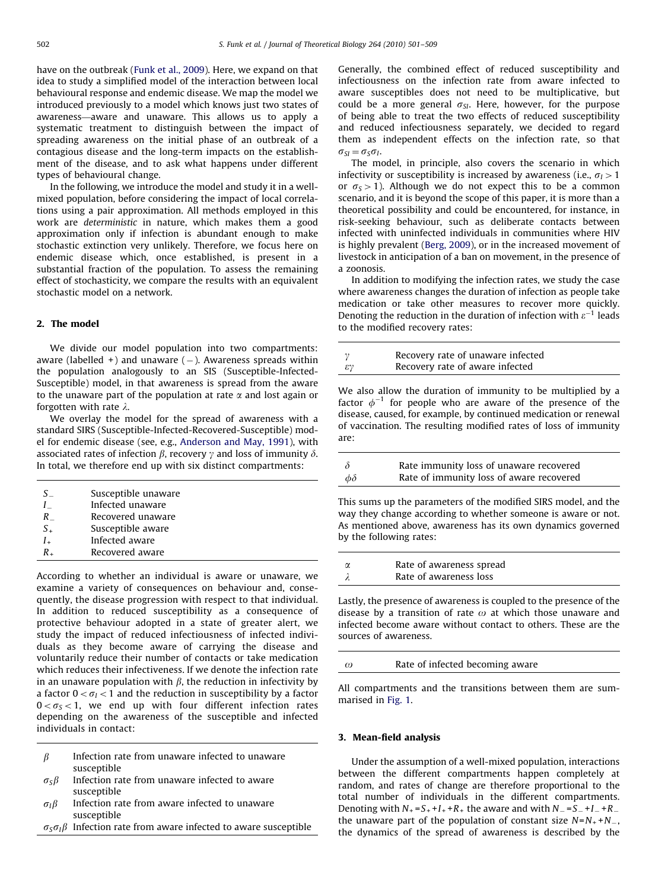have on the outbreak (Funk et al., 2009). Here, we expand on that idea to study a simplified model of the interaction between local behavioural response and endemic disease. We map the model we introduced previously to a model which knows just two states of awareness—aware and unaware. This allows us to apply a systematic treatment to distinguish between the impact of spreading awareness on the initial phase of an outbreak of a contagious disease and the long-term impacts on the establishment of the disease, and to ask what happens under different types of behavioural change.

In the following, we introduce the model and study it in a well-mixed population, before considering the impact of local correlations using a pair approximation. All methods employed in this work are *deterministic* in nature, which makes them a good approximation only if infection is abundant enough to make stochastic extinction very unlikely. Therefore, we focus here on endemic disease which, once established, is present in a substantial fraction of the population. To assess the remaining effect of stochasticity, we compare the results with an equivalent stochastic model on a network.

## 2. The model

We divide our model population into two compartments: aware (labelled +) and unaware (−). Awareness spreads within the population analogously to an SIS (Susceptible-Infected-Susceptible) model, in that awareness is spread from the aware to the unaware part of the population at rate $\alpha$ and lost again or forgotten with rate $\lambda$.

We overlay the model for the spread of awareness with a standard SIRS (Susceptible-Infected-Recovered-Susceptible) model for endemic disease (see, e.g., Anderson and May, 1991), with associated rates of infection $\beta$, recovery $\gamma$ and loss of immunity $\delta$. In total, we therefore end up with six distinct compartments:

| | |
|---|---|
| $S_-$ | Susceptible unaware |
| $I_-$ | Infected unaware |
| $R_-$ | Recovered unaware |
| $S_+$ | Susceptible aware |
| $I_+$ | Infected aware |
| $R_+$ | Recovered aware |

According to whether an individual is aware or unaware, we examine a variety of consequences on behaviour and, consequently, the disease progression with respect to that individual. In addition to reduced susceptibility as a consequence of protective behaviour adopted in a state of greater alert, we study the impact of reduced infectiousness of infected individuals as they become aware of carrying the disease and voluntarily reduce their number of contacts or take medication which reduces their infectiveness. If we denote the infection rate in an unaware population with $\beta$, the reduction in infectivity by a factor $0<\sigma_I<1$ and the reduction in susceptibility by a factor $0<\sigma_S<1$, we end up with four different infection rates depending on the awareness of the susceptible and infected individuals in contact:

| | |
|---|---|
| $\beta$ | Infection rate from unaware infected to unaware susceptible |
| $\sigma_S\beta$ | Infection rate from unaware infected to aware susceptible |
| $\sigma_I\beta$ | Infection rate from aware infected to unaware susceptible |
| $\sigma_S\sigma_I\beta$ | Infection rate from aware infected to aware susceptible |

Generally, the combined effect of reduced susceptibility and infectiousness on the infection rate from aware infected to aware susceptibles does not need to be multiplicative, but could be a more general $\sigma_{SI}$. Here, however, for the purpose of being able to treat the two effects of reduced susceptibility and reduced infectiousness separately, we decided to regard them as independent effects on the infection rate, so that $\sigma_{SI}=\sigma_S\sigma_I$.

The model, in principle, also covers the scenario in which infectivity or susceptibility is increased by awareness (i.e., $\sigma_I>1$ or $\sigma_S>1$). Although we do not expect this to be a common scenario, and it is beyond the scope of this paper, it is more than a theoretical possibility and could be encountered, for instance, in risk-seeking behaviour, such as deliberate contacts between infected with uninfected individuals in communities where HIV is highly prevalent (Berg, 2009), or in the increased movement of livestock in anticipation of a ban on movement, in the presence of a zoonosis.

In addition to modifying the infection rates, we study the case where awareness changes the duration of infection as people take medication or take other measures to recover more quickly. Denoting the reduction in the duration of infection with $\varepsilon^{-1}$ leads to the modified recovery rates:

| | |
|---|---|
| $\gamma$ | Recovery rate of unaware infected |
| $\varepsilon\gamma$ | Recovery rate of aware infected |

We also allow the duration of immunity to be multiplied by a factor $\phi^{-1}$ for people who are aware of the presence of the disease, caused, for example, by continued medication or renewal of vaccination. The resulting modified rates of loss of immunity are:

| | |
|---|---|
| $\delta$ | Rate immunity loss of unaware recovered |
| $\phi\delta$ | Rate of immunity loss of aware recovered |

This sums up the parameters of the modified SIRS model, and the way they change according to whether someone is aware or not. As mentioned above, awareness has its own dynamics governed by the following rates:

| | |
|---|---|
| $\alpha$ | Rate of awareness spread |
| $\lambda$ | Rate of awareness loss |

Lastly, the presence of awareness is coupled to the presence of the disease by a transition of rate $\omega$ at which those unaware and infected become aware without contact to others. These are the sources of awareness.

| | |
|---|---|
| $\omega$ | Rate of infected becoming aware |

All compartments and the transitions between them are summarised in Fig. 1.

## 3. Mean-field analysis

Under the assumption of a well-mixed population, interactions between the different compartments happen completely at random, and rates of change are therefore proportional to the total number of individuals in the different compartments. Denoting with $N_+=S_++I_++R_+$ the aware and with $N_-=S_-+I_-+R_-$ the unaware part of the population of constant size $N=N_++N_-$, the dynamics of the spread of awareness is described by the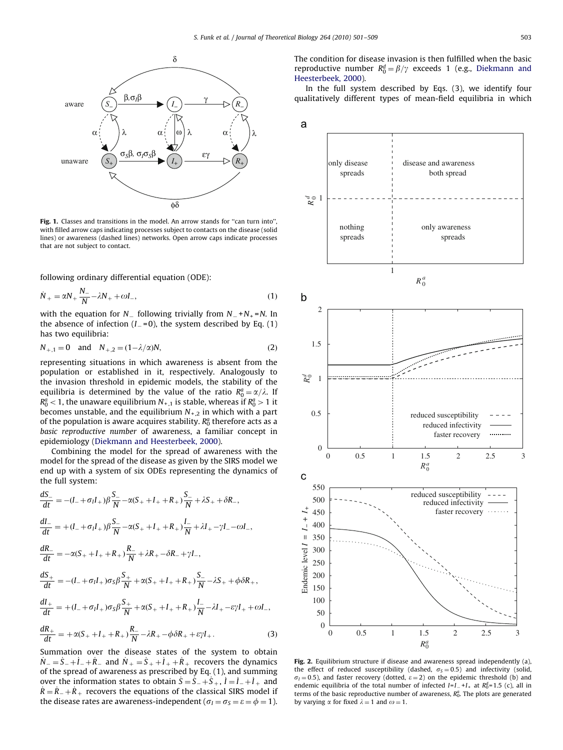Fig. 1. Classes and transitions in the model. An arrow stands for "can turn into", with filled arrow caps indicating processes subject to contacts on the disease (solid lines) or awareness (dashed lines) networks. Open arrow caps indicate processes that are not subject to contact.

following ordinary differential equation (ODE):

$$\dot{N}_+ = \alpha N_+ \frac{N_-}{N} - \lambda N_+ + \omega I_-, \tag{1}$$

with the equation for $N_-$ following trivially from $N_- + N_+ = N$. In the absence of infection ($I_- = 0$), the system described by Eq. (1) has two equilibria:

$$N_{+,1} = 0 \quad \text{and} \quad N_{+,2} = (1 - \lambda/\alpha)N, \tag{2}$$

representing situations in which awareness is absent from the population or established in it, respectively. Analogously to the invasion threshold in epidemic models, the stability of the equilibria is determined by the value of the ratio $R_0^a = \alpha/\lambda$. If $R_0^a < 1$, the unaware equilibrium $N_{+,1}$ is stable, whereas if $R_0^a > 1$ it becomes unstable, and the equilibrium $N_{+,2}$ in which with a part of the population is aware acquires stability. $R_0^a$ therefore acts as a *basic reproductive number* of awareness, a familiar concept in epidemiology (Diekmann and Heesterbeek, 2000).

Combining the model for the spread of awareness with the model for the spread of the disease as given by the SIRS model we end up with a system of six ODEs representing the dynamics of the full system:

$$\frac{dS_-}{dt} = -(I_- + \sigma_I I_+)\beta \frac{S_-}{N} - \alpha(S_+ + I_+ + R_+)\frac{S_-}{N} + \lambda S_+ + \delta R_-,$$

$$\frac{dI_-}{dt} = +(I_- + \sigma_I I_+)\beta \frac{S_-}{N} - \alpha(S_+ + I_+ + R_+)\frac{I_-}{N} + \lambda I_+ - \gamma I_- - \omega I_-,$$

$$\frac{dR_-}{dt} = -\alpha(S_+ + I_+ + R_+)\frac{R_-}{N} + \lambda R_+ - \delta R_- + \gamma I_-,$$

$$\frac{dS_+}{dt} = -(I_- + \sigma_I I_+)\sigma_S \beta \frac{S_+}{N} + \alpha(S_+ + I_+ + R_+)\frac{S_-}{N} - \lambda S_+ + \phi\delta R_+,$$

$$\frac{dI_+}{dt} = +(I_- + \sigma_I I_+)\sigma_S \beta \frac{S_+}{N} + \alpha(S_+ + I_+ + R_+)\frac{I_-}{N} - \lambda I_+ - \varepsilon\gamma I_+ + \omega I_-,$$

$$\frac{dR_+}{dt} = +\alpha(S_+ + I_+ + R_+)\frac{R_-}{N} - \lambda R_+ - \phi\delta R_+ + \varepsilon\gamma I_+. \tag{3}$$

Summation over the disease states of the system to obtain $\dot{N}_- = \dot{S}_- + \dot{I}_- + \dot{R}_-$ and $\dot{N}_+ = \dot{S}_+ + \dot{I}_+ + \dot{R}_+$ recovers the dynamics of the spread of awareness as prescribed by Eq. (1), and summing over the information states to obtain $\dot{S} = \dot{S}_- + \dot{S}_+$, $\dot{I} = \dot{I}_- + \dot{I}_+$ and $\dot{R} = \dot{R}_- + \dot{R}_+$ recovers the equations of the classical SIRS model if the disease rates are awareness-independent ($\sigma_I = \sigma_S = \varepsilon = \phi = 1$). The condition for disease invasion is then fulfilled when the basic reproductive number $R_0^d = \beta/\gamma$ exceeds 1 (e.g., Diekmann and Heesterbeek, 2000).

In the full system described by Eqs. (3), we identify four qualitatively different types of mean-field equilibria in which

Fig. 2. Equilibrium structure if disease and awareness spread independently (a), the effect of reduced susceptibility (dashed, $\sigma_S = 0.5$) and infectivity (solid, $\sigma_I = 0.5$), and faster recovery (dotted, $\varepsilon = 2$) on the epidemic threshold (b) and endemic equilibria of the total number of infected $I = I_- + I_+$ at $R_0^d = 1.5$ (c), all in terms of the basic reproductive number of awareness, $R_0^a$. The plots are generated by varying $\alpha$ for fixed $\lambda = 1$ and $\omega = 1$.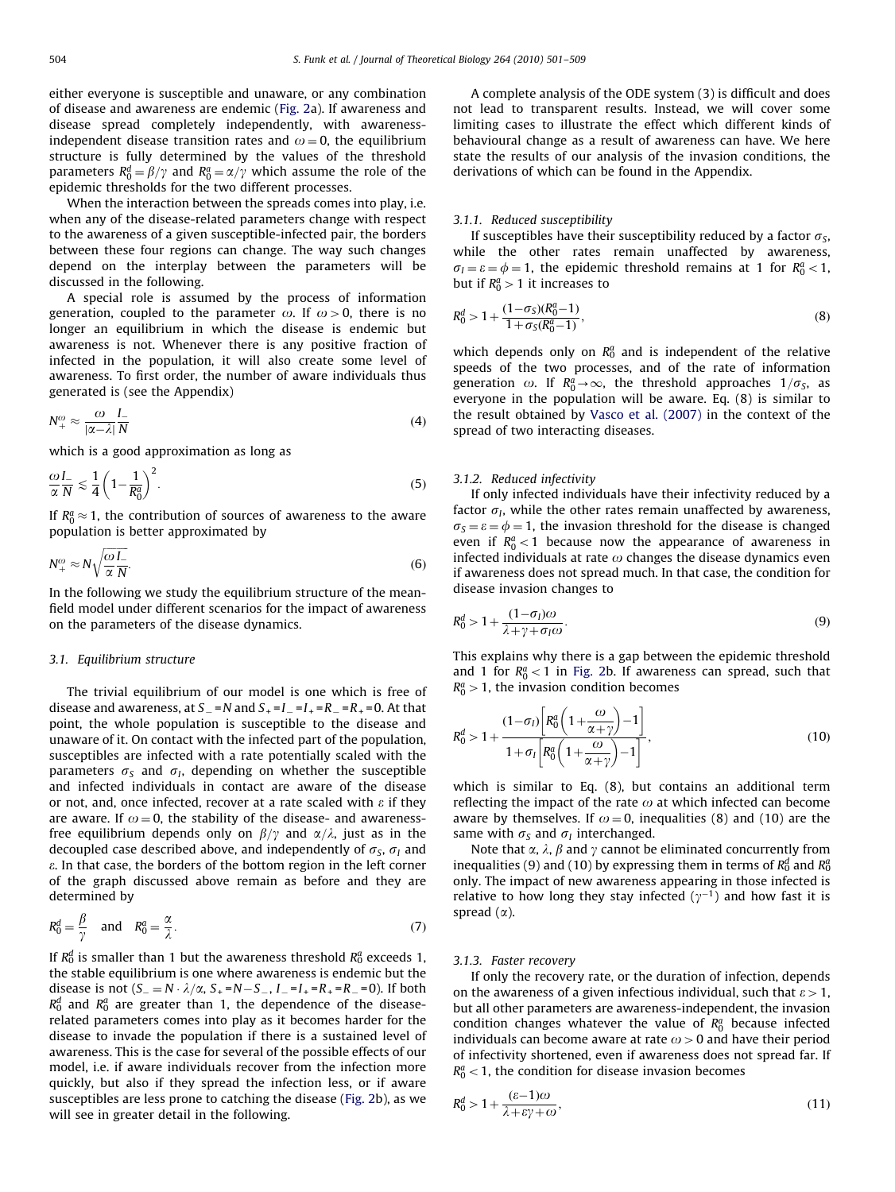either everyone is susceptible and unaware, or any combination of disease and awareness are endemic (Fig. 2a). If awareness and disease spread completely independently, with awareness-independent disease transition rates and $\omega = 0$, the equilibrium structure is fully determined by the values of the threshold parameters $R_0^d = \beta/\gamma$ and $R_0^a = \alpha/\gamma$ which assume the role of the epidemic thresholds for the two different processes.

When the interaction between the spreads comes into play, i.e. when any of the disease-related parameters change with respect to the awareness of a given susceptible-infected pair, the borders between these four regions can change. The way such changes depend on the interplay between the parameters will be discussed in the following.

A special role is assumed by the process of information generation, coupled to the parameter $\omega$. If $\omega > 0$, there is no longer an equilibrium in which the disease is endemic but awareness is not. Whenever there is any positive fraction of infected in the population, it will also create some level of awareness. To first order, the number of aware individuals thus generated is (see the Appendix)

$$N_+^{\omega} \approx \frac{\omega}{|\alpha - \lambda|} \frac{I_-}{N} \tag{4}$$

which is a good approximation as long as

$$\frac{\omega}{\alpha} \frac{I_-}{N} \lesssim \frac{1}{4}\left(1 - \frac{1}{R_0^a}\right)^2. \tag{5}$$

If $R_0^a \approx 1$, the contribution of sources of awareness to the aware population is better approximated by

$$N_+^{\omega} \approx N\sqrt{\frac{\omega}{\alpha}\frac{I_-}{N}}. \tag{6}$$

In the following we study the equilibrium structure of the mean-field model under different scenarios for the impact of awareness on the parameters of the disease dynamics.

### 3.1. Equilibrium structure

The trivial equilibrium of our model is one which is free of disease and awareness, at $S_- = N$ and $S_+ = I_- = I_+ = R_- = R_+ = 0$. At that point, the whole population is susceptible to the disease and unaware of it. On contact with the infected part of the population, susceptibles are infected with a rate potentially scaled with the parameters $\sigma_S$ and $\sigma_I$, depending on whether the susceptible and infected individuals in contact are aware of the disease or not, and, once infected, recover at a rate scaled with $\varepsilon$ if they are aware. If $\omega = 0$, the stability of the disease- and awareness-free equilibrium depends only on $\beta/\gamma$ and $\alpha/\lambda$, just as in the decoupled case described above, and independently of $\sigma_S$, $\sigma_I$ and $\varepsilon$. In that case, the borders of the bottom region in the left corner of the graph discussed above remain as before and they are determined by

$$R_0^d = \frac{\beta}{\gamma} \quad \text{and} \quad R_0^a = \frac{\alpha}{\lambda}. \tag{7}$$

If $R_0^d$ is smaller than 1 but the awareness threshold $R_0^a$ exceeds 1, the stable equilibrium is one where awareness is endemic but the disease is not ($S_- = N \cdot \lambda/\alpha$, $S_+ = N - S_-$, $I_- = I_+ = R_+ = R_- = 0$). If both $R_0^d$ and $R_0^a$ are greater than 1, the dependence of the disease-related parameters comes into play as it becomes harder for the disease to invade the population if there is a sustained level of awareness. This is the case for several of the possible effects of our model, i.e. if aware individuals recover from the infection more quickly, but also if they spread the infection less, or if aware susceptibles are less prone to catching the disease (Fig. 2b), as we will see in greater detail in the following.

A complete analysis of the ODE system (3) is difficult and does not lead to transparent results. Instead, we will cover some limiting cases to illustrate the effect which different kinds of behavioural change as a result of awareness can have. We here state the results of our analysis of the invasion conditions, the derivations of which can be found in the Appendix.

#### 3.1.1. Reduced susceptibility

If susceptibles have their susceptibility reduced by a factor $\sigma_S$, while the other rates remain unaffected by awareness, $\sigma_I = \varepsilon = \phi = 1$, the epidemic threshold remains at 1 for $R_0^a < 1$, but if $R_0^a > 1$ it increases to

$$R_0^d > 1 + \frac{(1-\sigma_S)(R_0^a - 1)}{1 + \sigma_S(R_0^a - 1)}, \tag{8}$$

which depends only on $R_0^a$ and is independent of the relative speeds of the two processes, and of the rate of information generation $\omega$. If $R_0^a \to \infty$, the threshold approaches $1/\sigma_S$, as everyone in the population will be aware. Eq. (8) is similar to the result obtained by Vasco et al. (2007) in the context of the spread of two interacting diseases.

#### 3.1.2. Reduced infectivity

If only infected individuals have their infectivity reduced by a factor $\sigma_I$, while the other rates remain unaffected by awareness, $\sigma_S = \varepsilon = \phi = 1$, the invasion threshold for the disease is changed even if $R_0^a < 1$ because now the appearance of awareness in infected individuals at rate $\omega$ changes the disease dynamics even if awareness does not spread much. In that case, the condition for disease invasion changes to

$$R_0^d > 1 + \frac{(1-\sigma_I)\omega}{\lambda + \gamma + \sigma_I \omega}. \tag{9}$$

This explains why there is a gap between the epidemic threshold and 1 for $R_0^a < 1$ in Fig. 2b. If awareness can spread, such that $R_0^a > 1$, the invasion condition becomes

$$R_0^d > 1 + \frac{(1-\sigma_I)\left[R_0^a\left(1 + \dfrac{\omega}{\alpha + \gamma}\right) - 1\right]}{1 + \sigma_I\left[R_0^a\left(1 + \dfrac{\omega}{\alpha + \gamma}\right) - 1\right]}, \tag{10}$$

which is similar to Eq. (8), but contains an additional term reflecting the impact of the rate $\omega$ at which infected can become aware by themselves. If $\omega = 0$, inequalities (8) and (10) are the same with $\sigma_S$ and $\sigma_I$ interchanged.

Note that $\alpha$, $\lambda$, $\beta$ and $\gamma$ cannot be eliminated concurrently from inequalities (9) and (10) by expressing them in terms of $R_0^d$ and $R_0^a$ only. The impact of new awareness appearing in those infected is relative to how long they stay infected ($\gamma^{-1}$) and how fast it is spread ($\alpha$).

#### 3.1.3. Faster recovery

If only the recovery rate, or the duration of infection, depends on the awareness of a given infectious individual, such that $\varepsilon > 1$, but all other parameters are awareness-independent, the invasion condition changes whatever the value of $R_0^a$ because infected individuals can become aware at rate $\omega > 0$ and have their period of infectivity shortened, even if awareness does not spread far. If $R_0^a < 1$, the condition for disease invasion becomes

$$R_0^d > 1 + \frac{(\varepsilon - 1)\omega}{\lambda + \varepsilon\gamma + \omega}, \tag{11}$$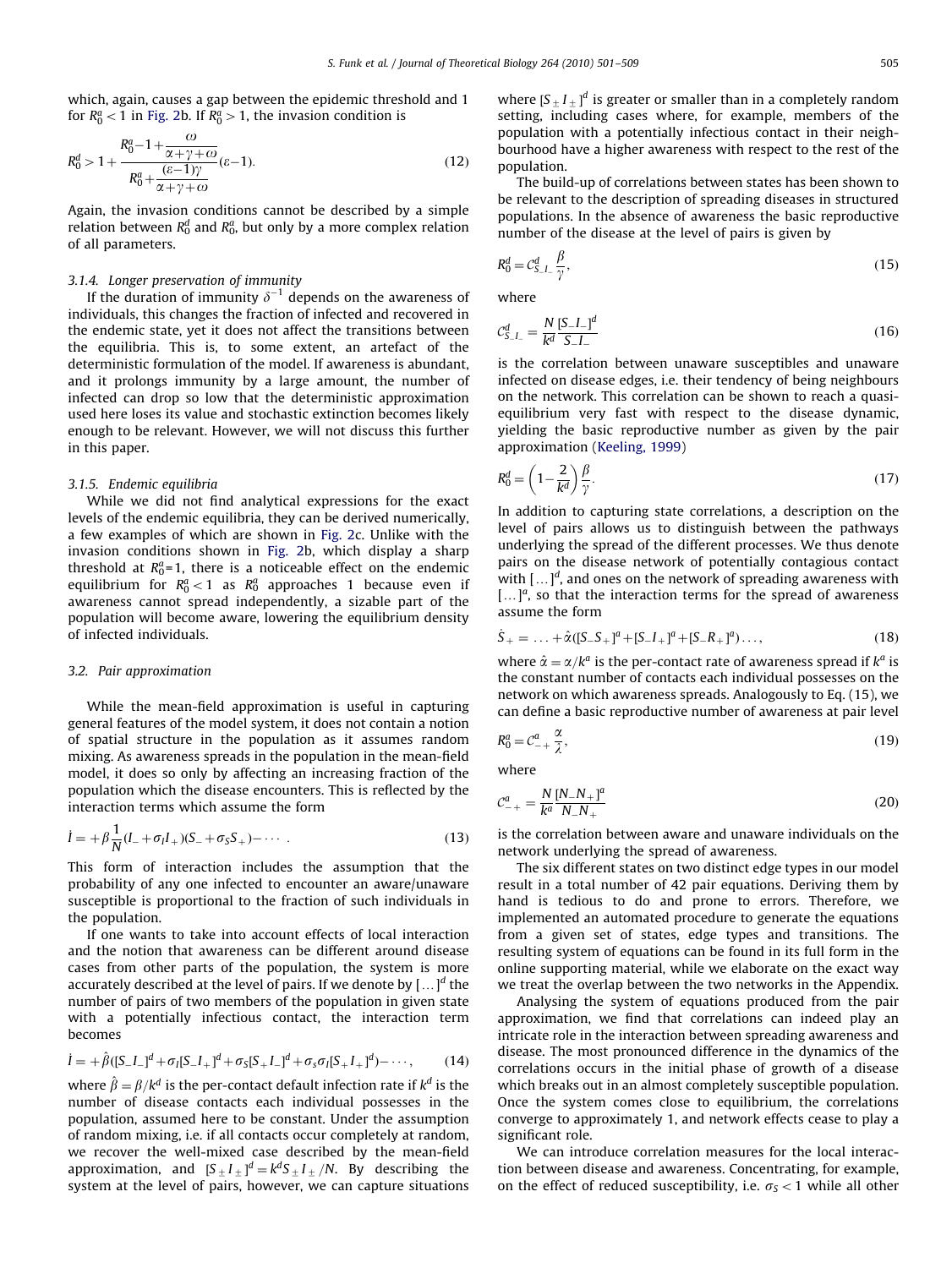which, again, causes a gap between the epidemic threshold and 1 for $R_0^a < 1$ in Fig. 2b. If $R_0^a > 1$, the invasion condition is

$$R_0^d > 1 + \frac{R_0^a - 1 + \dfrac{\omega}{\alpha+\gamma+\omega}}{R_0^a + \dfrac{(\varepsilon-1)\gamma}{\alpha+\gamma+\omega}}(\varepsilon - 1). \tag{12}$$

Again, the invasion conditions cannot be described by a simple relation between $R_0^d$ and $R_0^a$, but only by a more complex relation of all parameters.

#### 3.1.4. Longer preservation of immunity

If the duration of immunity $\delta^{-1}$ depends on the awareness of individuals, this changes the fraction of infected and recovered in the endemic state, yet it does not affect the transitions between the equilibria. This is, to some extent, an artefact of the deterministic formulation of the model. If awareness is abundant, and it prolongs immunity by a large amount, the number of infected can drop so low that the deterministic approximation used here loses its value and stochastic extinction becomes likely enough to be relevant. However, we will not discuss this further in this paper.

#### 3.1.5. Endemic equilibria

While we did not find analytical expressions for the exact levels of the endemic equilibria, they can be derived numerically, a few examples of which are shown in Fig. 2c. Unlike with the invasion conditions shown in Fig. 2b, which display a sharp threshold at $R_0^a$=1, there is a noticeable effect on the endemic equilibrium for $R_0^a < 1$ as $R_0^a$ approaches 1 because even if awareness cannot spread independently, a sizable part of the population will become aware, lowering the equilibrium density of infected individuals.

### 3.2. Pair approximation

While the mean-field approximation is useful in capturing general features of the model system, it does not contain a notion of spatial structure in the population as it assumes random mixing. As awareness spreads in the population in the mean-field model, it does so only by affecting an increasing fraction of the population which the disease encounters. This is reflected by the interaction terms which assume the form

$$\dot{I} = +\beta\frac{1}{N}(I_- + \sigma_I I_+)(S_- + \sigma_S S_+) - \cdots. \tag{13}$$

This form of interaction includes the assumption that the probability of any one infected to encounter an aware/unaware susceptible is proportional to the fraction of such individuals in the population.

If one wants to take into account effects of local interaction and the notion that awareness can be different around disease cases from other parts of the population, the system is more accurately described at the level of pairs. If we denote by $[\ldots]^d$ the number of pairs of two members of the population in given state with a potentially infectious contact, the interaction term becomes

$$\dot{I} = +\hat{\beta}([S_-I_-]^d + \sigma_I[S_-I_+]^d + \sigma_S[S_+I_-]^d + \sigma_s\sigma_I[S_+I_+]^d) - \cdots, \tag{14}$$

where $\hat{\beta} = \beta/k^d$ is the per-contact default infection rate if $k^d$ is the number of disease contacts each individual possesses on the population, assumed here to be constant. Under the assumption of random mixing, i.e. if all contacts occur completely at random, we recover the well-mixed case described by the mean-field approximation, and $[S_\pm I_\pm]^d = k^d S_\pm I_\pm/N$. By describing the system at the level of pairs, however, we can capture situations where $[S_\pm I_\pm]^d$ is greater or smaller than in a completely random setting, including cases where, for example, members of the population with a potentially infectious contact in their neighbourhood have a higher awareness with respect to the rest of the population.

The build-up of correlations between states has been shown to be relevant to the description of spreading diseases in structured populations. In the absence of awareness the basic reproductive number of the disease at the level of pairs is given by

$$R_0^d = C_{S_-I_-}^d \frac{\beta}{\gamma}, \tag{15}$$

where

$$C_{S_-I_-}^d = \frac{N}{k^d}\frac{[S_-I_-]^d}{S_-I_-} \tag{16}$$

is the correlation between unaware susceptibles and unaware infected on disease edges, i.e. their tendency of being neighbours on the network. This correlation can be shown to reach a quasi-equilibrium very fast with respect to the disease dynamic, yielding the basic reproductive number as given by the pair approximation (Keeling, 1999)

$$R_0^d = \left(1 - \frac{2}{k^d}\right)\frac{\beta}{\gamma}. \tag{17}$$

In addition to capturing state correlations, a description on the level of pairs allows us to distinguish between the pathways underlying the spread of the different processes. We thus denote pairs on the disease network of potentially contagious contact with $[\ldots]^d$, and ones on the network of spreading awareness with $[\ldots]^a$, so that the interaction terms for the spread of awareness assume the form

$$\dot{S}_+ = \ldots + \hat{\alpha}([S_-S_+]^a + [S_-I_+]^a + [S_-R_+]^a)\ldots, \tag{18}$$

where $\hat{\alpha} = \alpha/k^a$ is the per-contact rate of awareness spread if $k^a$ is the constant number of contacts each individual possesses on the network on which awareness spreads. Analogously to Eq. (15), we can define a basic reproductive number of awareness at pair level

$$R_0^a = C_{-+}^a \frac{\alpha}{\lambda}, \tag{19}$$

where

$$C_{-+}^a = \frac{N}{k^a}\frac{[N_-N_+]^a}{N_-N_+} \tag{20}$$

is the correlation between aware and unaware individuals on the network underlying the spread of awareness.

The six different states on two distinct edge types in our model result in a total number of 42 pair equations. Deriving them by hand is tedious to do and prone to errors. Therefore, we implemented an automated procedure to generate the equations from a given set of states, edge types and transitions. The resulting system of equations can be found in its full form in the online supporting material, while we elaborate on the exact way we treat the overlap between the two networks in the Appendix.

Analysing the system of equations produced from the pair approximation, we find that correlations can indeed play an intricate role in the interaction between spreading awareness and disease. The most pronounced difference in the dynamics of the correlations occurs in the initial phase of growth of a disease which breaks out in an almost completely susceptible population. Once the system comes close to equilibrium, the correlations converge to approximately 1, and network effects cease to play a significant role.

We can introduce correlation measures for the local interaction between disease and awareness. Concentrating, for example, on the effect of reduced susceptibility, i.e. $\sigma_S < 1$ while all other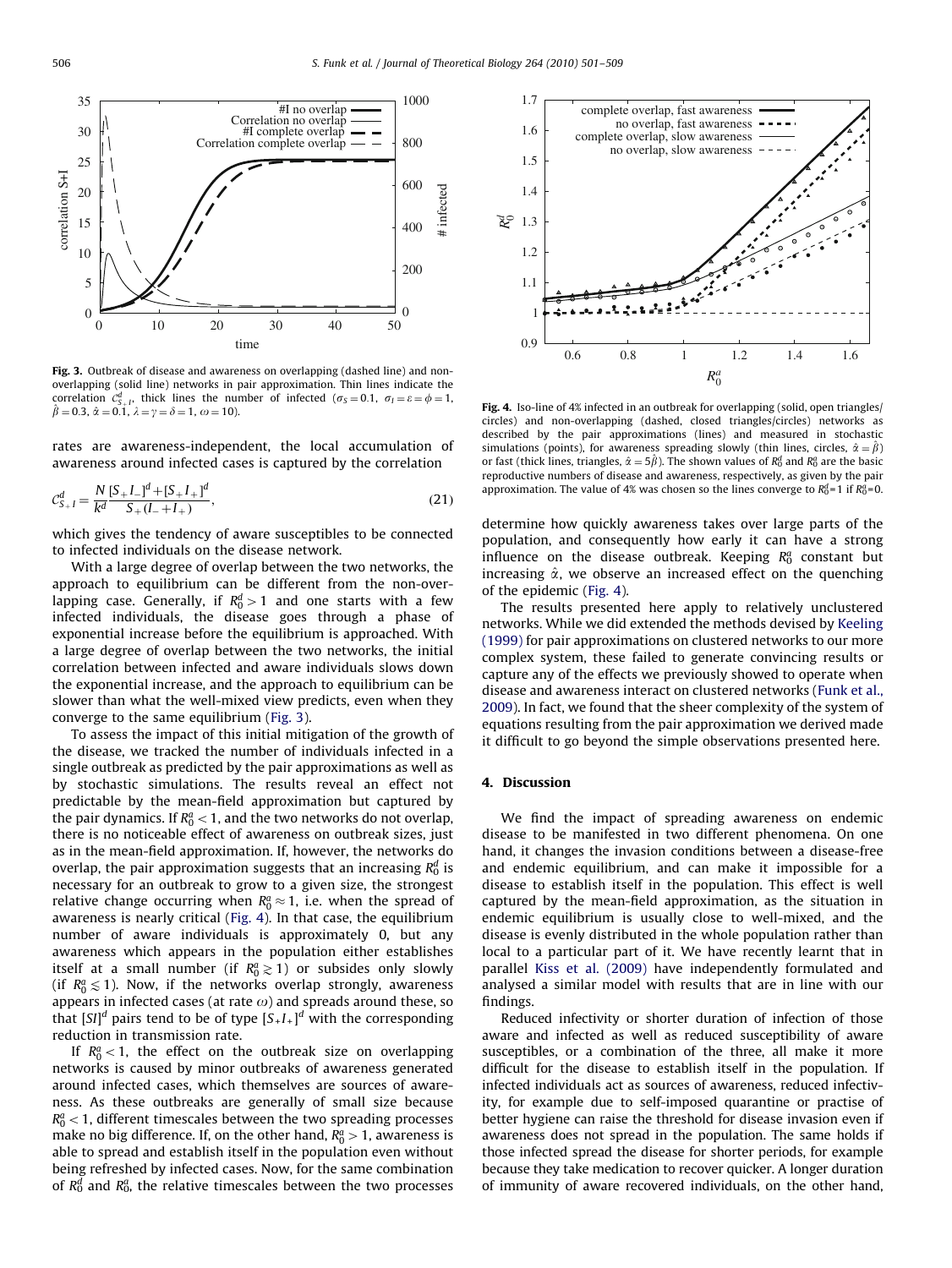**Fig. 3.** Outbreak of disease and awareness on overlapping (dashed line) and non-overlapping (solid line) networks in pair approximation. Thin lines indicate the correlation $C^d_{S_+I}$, thick lines the number of infected ($\sigma_S = 0.1$, $\sigma_I = \varepsilon = \phi = 1$, $\hat{\beta} = 0.3$, $\hat{\alpha} = 0.1$, $\lambda = \gamma = \delta = 1$, $\omega = 10$).

rates are awareness-independent, the local accumulation of awareness around infected cases is captured by the correlation

$$C^d_{S_+I} = \frac{N}{k^d}\frac{[S_+I_-]^d + [S_+I_+]^d}{S_+(I_- + I_+)}, \tag{21}$$

which gives the tendency of aware susceptibles to be connected to infected individuals on the disease network.

With a large degree of overlap between the two networks, the approach to equilibrium can be different from the non-overlapping case. Generally, if $R^d_0 > 1$ and one starts with a few infected individuals, the disease goes through a phase of exponential increase before the equilibrium is approached. With a large degree of overlap between the two networks, the initial correlation between infected and aware individuals slows down the exponential increase, and the approach to equilibrium can be slower than what the well-mixed view predicts, even when they converge to the same equilibrium (Fig. 3).

To assess the impact of this initial mitigation of the growth of the disease, we tracked the number of individuals infected in a single outbreak as predicted by the pair approximations as well as by stochastic simulations. The results reveal an effect not predictable by the mean-field approximation but captured by the pair dynamics. If $R^a_0 < 1$, and the two networks do not overlap, there is no noticeable effect of awareness on outbreak sizes, just as in the mean-field approximation. If, however, the networks do overlap, the pair approximation suggests that an increasing $R^d_0$ is necessary for an outbreak to grow to a given size, the strongest relative change occurring when $R^a_0 \approx 1$, i.e. when the spread of awareness is nearly critical (Fig. 4). In that case, the equilibrium number of aware individuals is approximately 0, but any awareness which appears in the population either establishes itself at a small number (if $R^a_0 \gtrsim 1$) or subsides only slowly (if $R^a_0 \lesssim 1$). Now, if the networks overlap strongly, awareness appears in infected cases (at rate $\omega$) and spreads around these, so that $[SI]^d$ pairs tend to be of type $[S_+I_+]^d$ with the corresponding reduction in transmission rate.

If $R^a_0 < 1$, the effect on the outbreak size on overlapping networks is caused by minor outbreaks of awareness generated around infected cases, which themselves are sources of awareness. As these outbreaks are generally of small size because $R^a_0 < 1$, different timescales between the two spreading processes make no big difference. If, on the other hand, $R^a_0 > 1$, awareness is able to spread and establish itself in the population even without being refreshed by infected cases. Now, for the same combination of $R^d_0$ and $R^a_0$, the relative timescales between the two processes

**Fig. 4.** Iso-line of 4% infected in an outbreak for overlapping (solid, open triangles/circles) and non-overlapping (dashed, closed triangles/circles) networks as described by the pair approximations (lines) and measured in stochastic simulations (points), for awareness spreading slowly (thin lines, circles, $\hat{\alpha} = \hat{\beta}$) or fast (thick lines, triangles, $\hat{\alpha} = 5\hat{\beta}$). The shown values of $R^d_0$ and $R^a_0$ are the basic reproductive numbers of disease and awareness, respectively, as given by the pair approximation. The value of 4% was chosen so the lines converge to $R^d_0$=1 if $R^a_0$=0.

determine how quickly awareness takes over large parts of the population, and consequently how early it can have a strong influence on the disease outbreak. Keeping $R^a_0$ constant but increasing $\hat{\alpha}$, we observe an increased effect on the quenching of the epidemic (Fig. 4).

The results presented here apply to relatively unclustered networks. While we did extended the methods devised by Keeling (1999) for pair approximations on clustered networks to our more complex system, these failed to generate convincing results or capture any of the effects we previously showed to operate when disease and awareness interact on clustered networks (Funk et al., 2009). In fact, we found that the sheer complexity of the system of equations resulting from the pair approximation we derived made it difficult to go beyond the simple observations presented here.

## 4. Discussion

We find the impact of spreading awareness on endemic disease to be manifested in two different phenomena. On one hand, it changes the invasion conditions between a disease-free and endemic equilibrium, and can make it impossible for a disease to establish itself in the population. This effect is well captured by the mean-field approximation, as the situation in endemic equilibrium is usually close to well-mixed, and the disease is evenly distributed in the whole population rather than local to a particular part of it. We have recently learnt that in parallel Kiss et al. (2009) have independently formulated and analysed a similar model with results that are in line with our findings.

Reduced infectivity or shorter duration of infection of those aware and infected as well as reduced susceptibility of aware susceptibles, or a combination of the three, all make it more difficult for the disease to establish itself in the population. If infected individuals act as sources of awareness, reduced infectivity, for example due to self-imposed quarantine or practise of better hygiene can raise the threshold for disease invasion even if awareness does not spread in the population. The same holds if those infected spread the disease for shorter periods, for example because they take medication to recover quicker. A longer duration of immunity of aware recovered individuals, on the other hand,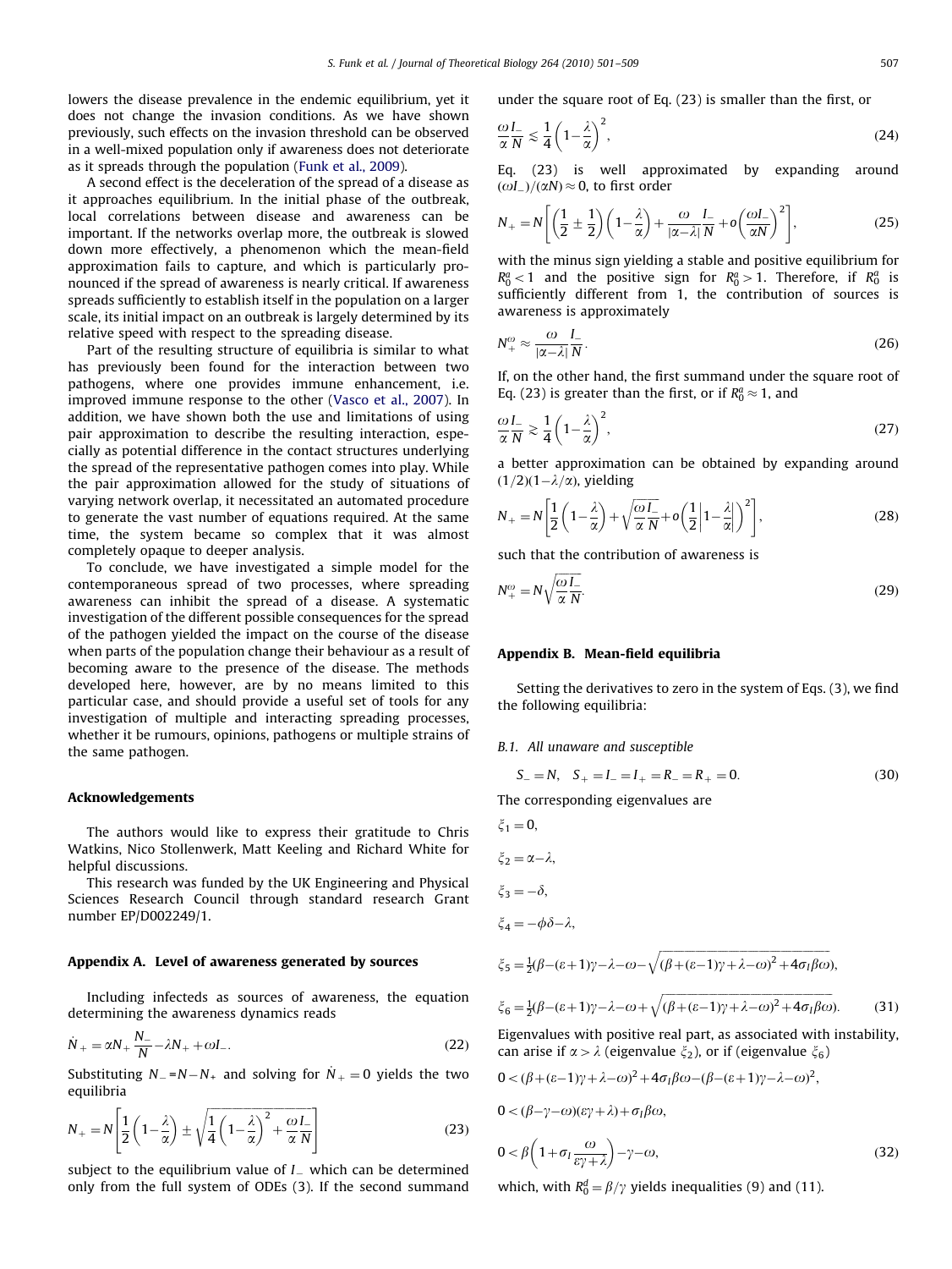lowers the disease prevalence in the endemic equilibrium, yet it does not change the invasion conditions. As we have shown previously, such effects on the invasion threshold can be observed in a well-mixed population only if awareness does not deteriorate as it spreads through the population (Funk et al., 2009).

A second effect is the deceleration of the spread of a disease as it approaches equilibrium. In the initial phase of the outbreak, local correlations between disease and awareness can be important. If the networks overlap more, the outbreak is slowed down more effectively, a phenomenon which the mean-field approximation fails to capture, and which is particularly pronounced if the spread of awareness is nearly critical. If awareness spreads sufficiently to establish itself in the population on a larger scale, its initial impact on an outbreak is largely determined by its relative speed with respect to the spreading disease.

Part of the resulting structure of equilibria is similar to what has previously been found for the interaction between two pathogens, where one provides immune enhancement, i.e. improved immune response to the other (Vasco et al., 2007). In addition, we have shown both the use and limitations of using pair approximation to describe the resulting interaction, especially as potential difference in the contact structures underlying the spread of the representative pathogen comes into play. While the pair approximation allowed for the study of situations of varying network overlap, it necessitated an automated procedure to generate the vast number of equations required. At the same time, the system became so complex that it was almost completely opaque to deeper analysis.

To conclude, we have investigated a simple model for the contemporaneous spread of two processes, where spreading awareness can inhibit the spread of a disease. A systematic investigation of the different possible consequences for the spread of the pathogen yielded the impact on the course of the disease when parts of the population change their behaviour as a result of becoming aware to the presence of the disease. The methods developed here, however, are by no means limited to this particular case, and should provide a useful set of tools for any investigation of multiple and interacting spreading processes, whether it be rumours, opinions, pathogens or multiple strains of the same pathogen.

## Acknowledgements

The authors would like to express their gratitude to Chris Watkins, Nico Stollenwerk, Matt Keeling and Richard White for helpful discussions.

This research was funded by the UK Engineering and Physical Sciences Research Council through standard research Grant number EP/D002249/1.

## Appendix A. Level of awareness generated by sources

Including infecteds as sources of awareness, the equation determining the awareness dynamics reads

$$\dot{N}_+ = \alpha N_+ \frac{N_-}{N} - \lambda N_+ + \omega I_-. \tag{22}$$

Substituting $N_- = N - N_+$ and solving for $\dot{N}_+ = 0$ yields the two equilibria

$$N_+ = N\left[\frac{1}{2}\left(1-\frac{\lambda}{\alpha}\right) \pm \sqrt{\frac{1}{4}\left(1-\frac{\lambda}{\alpha}\right)^2 + \frac{\omega}{\alpha}\frac{I_-}{N}}\right] \tag{23}$$

subject to the equilibrium value of $I_-$ which can be determined only from the full system of ODEs (3). If the second summand under the square root of Eq. (23) is smaller than the first, or

$$\frac{\omega}{\alpha}\frac{I_-}{N} \lesssim \frac{1}{4}\left(1-\frac{\lambda}{\alpha}\right)^2, \tag{24}$$

Eq. (23) is well approximated by expanding around $(\omega I_-)/(\alpha N) \approx 0$, to first order

$$N_+ = N\left[\left(\frac{1}{2} \pm \frac{1}{2}\right)\left(1-\frac{\lambda}{\alpha}\right) + \frac{\omega}{|\alpha-\lambda|}\frac{I_-}{N} + o\left(\frac{\omega I_-}{\alpha N}\right)^2\right], \tag{25}$$

with the minus sign yielding a stable and positive equilibrium for $R_0^a < 1$ and the positive sign for $R_0^a > 1$. Therefore, if $R_0^a$ is sufficiently different from 1, the contribution of sources is awareness is approximately

$$N_+^{\omega} \approx \frac{\omega}{|\alpha-\lambda|}\frac{I_-}{N}. \tag{26}$$

If, on the other hand, the first summand under the square root of Eq. (23) is greater than the first, or if $R_0^a \approx 1$, and

$$\frac{\omega}{\alpha}\frac{I_-}{N} \gtrsim \frac{1}{4}\left(1-\frac{\lambda}{\alpha}\right)^2, \tag{27}$$

a better approximation can be obtained by expanding around $(1/2)(1-\lambda/\alpha)$, yielding

$$N_+ = N\left[\frac{1}{2}\left(1-\frac{\lambda}{\alpha}\right) + \sqrt{\frac{\omega}{\alpha}\frac{I_-}{N}} + o\left(\frac{1}{2}\left|1-\frac{\lambda}{\alpha}\right|\right)^2\right], \tag{28}$$

such that the contribution of awareness is

$$N_+^{\omega} = N\sqrt{\frac{\omega}{\alpha}\frac{I_-}{N}}. \tag{29}$$

## Appendix B. Mean-field equilibria

Setting the derivatives to zero in the system of Eqs. (3), we find the following equilibria:

### B.1. All unaware and susceptible

$$S_- = N, \quad S_+ = I_- = I_+ = R_- = R_+ = 0. \tag{30}$$

The corresponding eigenvalues are

$$\xi_1 = 0,$$

$$\xi_2 = \alpha - \lambda,$$

$$\xi_3 = -\delta,$$

$$\xi_4 = -\phi\delta - \lambda,$$

$$\xi_5 = \tfrac{1}{2}\left(\beta - (\varepsilon+1)\gamma - \lambda - \omega - \sqrt{(\beta + (\varepsilon-1)\gamma + \lambda - \omega)^2 + 4\sigma_I \beta\omega}\right),$$

$$\xi_6 = \tfrac{1}{2}\left(\beta - (\varepsilon+1)\gamma - \lambda - \omega + \sqrt{(\beta + (\varepsilon-1)\gamma + \lambda - \omega)^2 + 4\sigma_I \beta\omega}\right). \tag{31}$$

Eigenvalues with positive real part, as associated with instability, can arise if $\alpha > \lambda$ (eigenvalue $\xi_2$), or if (eigenvalue $\xi_6$)

$$0 < (\beta + (\varepsilon-1)\gamma + \lambda - \omega)^2 + 4\sigma_I \beta\omega - (\beta - (\varepsilon+1)\gamma - \lambda - \omega)^2,$$

$$0 < (\beta - \gamma - \omega)(\varepsilon\gamma + \lambda) + \sigma_I \beta\omega,$$

$$0 < \beta\left(1 + \sigma_I \frac{\omega}{\varepsilon\gamma + \lambda}\right) - \gamma - \omega, \tag{32}$$

which, with $R_0^d = \beta/\gamma$ yields inequalities (9) and (11).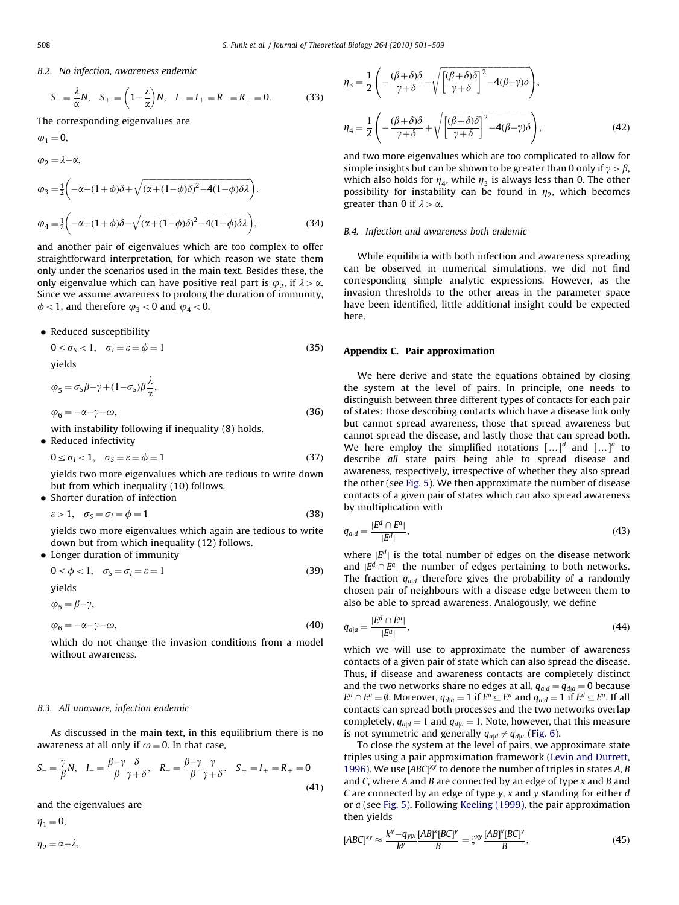### B.2. No infection, awareness endemic

$$S_- = \frac{\lambda}{\alpha}N, \quad S_+ = \left(1 - \frac{\lambda}{\alpha}\right)N, \quad I_- = I_+ = R_- = R_+ = 0. \tag{33}$$

The corresponding eigenvalues are

$$\varphi_1 = 0,$$

$$\varphi_2 = \lambda - \alpha,$$

$$\varphi_3 = \tfrac{1}{2}\left(-\alpha - (1+\phi)\delta + \sqrt{(\alpha + (1-\phi)\delta)^2 - 4(1-\phi)\delta\lambda}\right),$$

$$\varphi_4 = \tfrac{1}{2}\left(-\alpha - (1+\phi)\delta - \sqrt{(\alpha + (1-\phi)\delta)^2 - 4(1-\phi)\delta\lambda}\right), \tag{34}$$

and another pair of eigenvalues which are too complex to offer straightforward interpretation, for which reason we state them only under the scenarios used in the main text. Besides these, the only eigenvalue which can have positive real part is $\varphi_2$, if $\lambda > \alpha$. Since we assume awareness to prolong the duration of immunity, $\phi < 1$, and therefore $\varphi_3 < 0$ and $\varphi_4 < 0$.

- Reduced susceptibility

  $$0 \leq \sigma_S < 1, \quad \sigma_I = \varepsilon = \phi = 1 \tag{35}$$

  yields

  $$\varphi_5 = \sigma_S\beta - \gamma + (1-\sigma_S)\beta\frac{\lambda}{\alpha},$$

  $$\varphi_6 = -\alpha - \gamma - \omega, \tag{36}$$

  with instability following if inequality (8) holds.
- Reduced infectivity

  $$0 \leq \sigma_I < 1, \quad \sigma_S = \varepsilon = \phi = 1 \tag{37}$$

  yields two more eigenvalues which are tedious to write down but from which inequality (10) follows.
- Shorter duration of infection

  $$\varepsilon > 1, \quad \sigma_S = \sigma_I = \phi = 1 \tag{38}$$

  yields two more eigenvalues which again are tedious to write down but from which inequality (12) follows.
- Longer duration of immunity

  $$0 \leq \phi < 1, \quad \sigma_S = \sigma_I = \varepsilon = 1 \tag{39}$$

  yields

  $$\varphi_5 = \beta - \gamma,$$

  $$\varphi_6 = -\alpha - \gamma - \omega, \tag{40}$$

  which do not change the invasion conditions from a model without awareness.

### B.3. All unaware, infection endemic

As discussed in the main text, in this equilibrium there is no awareness at all only if $\omega = 0$. In that case,

$$S_- = \frac{\gamma}{\beta}N, \quad I_- = \frac{\beta-\gamma}{\beta}\frac{\delta}{\gamma+\delta}, \quad R_- = \frac{\beta-\gamma}{\beta}\frac{\gamma}{\gamma+\delta}, \quad S_+ = I_+ = R_+ = 0 \tag{41}$$

and the eigenvalues are

$$\eta_1 = 0,$$

$$\eta_2 = \alpha - \lambda,$$

$$\eta_3 = \frac{1}{2}\left(-\frac{(\beta+\delta)\delta}{\gamma+\delta} - \sqrt{\left[\frac{(\beta+\delta)\delta}{\gamma+\delta}\right]^2 - 4(\beta-\gamma)\delta}\right),$$

$$\eta_4 = \frac{1}{2}\left(-\frac{(\beta+\delta)\delta}{\gamma+\delta} + \sqrt{\left[\frac{(\beta+\delta)\delta}{\gamma+\delta}\right]^2 - 4(\beta-\gamma)\delta}\right), \tag{42}$$

and two more eigenvalues which are too complicated to allow for simple insights but can be shown to be greater than 0 only if $\gamma > \beta$, which also holds for $\eta_4$, while $\eta_3$ is always less than 0. The other possibility for instability can be found in $\eta_2$, which becomes greater than 0 if $\lambda > \alpha$.

### B.4. Infection and awareness both endemic

While equilibria with both infection and awareness spreading can be observed in numerical simulations, we did not find corresponding simple analytic expressions. However, as the invasion thresholds to the other areas in the parameter space have been identified, little additional insight could be expected here.

## Appendix C. Pair approximation

We here derive and state the equations obtained by closing the system at the level of pairs. In principle, one needs to distinguish between three different types of contacts for each pair of states: those describing contacts which have a disease link only but cannot spread awareness, those that spread awareness but cannot spread the disease, and lastly those that can spread both. We here employ the simplified notations $[\ldots]^d$ and $[\ldots]^a$ to describe *all* state pairs being able to spread disease and awareness, respectively, irrespective of whether they also spread the other (see Fig. 5). We then approximate the number of disease contacts of a given pair of states which can also spread awareness by multiplication with

$$q_{a|d} = \frac{|E^d \cap E^a|}{|E^d|}, \tag{43}$$

where $|E^d|$ is the total number of edges on the disease network and $|E^d \cap E^a|$ the number of edges pertaining to both networks. The fraction $q_{a|d}$ therefore gives the probability of a randomly chosen pair of neighbours with a disease edge between them to also be able to spread awareness. Analogously, we define

$$q_{d|a} = \frac{|E^d \cap E^a|}{|E^a|}, \tag{44}$$

which we will use to approximate the number of awareness contacts of a given pair of state which can also spread the disease. Thus, if disease and awareness contacts are completely distinct and the two networks share no edges at all, $q_{a|d} = q_{d|a} = 0$ because $E^d \cap E^a = \emptyset$. Moreover, $q_{d|a} = 1$ if $E^a \subseteq E^d$ and $q_{a|d} = 1$ if $E^d \subseteq E^a$. If all contacts can spread both processes and the two networks overlap completely, $q_{a|d} = 1$ and $q_{d|a} = 1$. Note, however, that this measure is not symmetric and generally $q_{a|d} \neq q_{d|a}$ (Fig. 6).

To close the system at the level of pairs, we approximate state triples using a pair approximation framework (Levin and Durrett, 1996). We use $[ABC]^{xy}$ to denote the number of triples in states $A$, $B$ and $C$, where $A$ and $B$ are connected by an edge of type $x$ and $B$ and $C$ are connected by an edge of type $y$, $x$ and $y$ standing for either $d$ or $a$ (see Fig. 5). Following Keeling (1999), the pair approximation then yields

$$[ABC]^{xy} \approx \frac{k^y - q_{y|x}}{k^y}\frac{[AB]^x[BC]^y}{B} = \zeta^{xy}\frac{[AB]^x[BC]^y}{B}, \tag{45}$$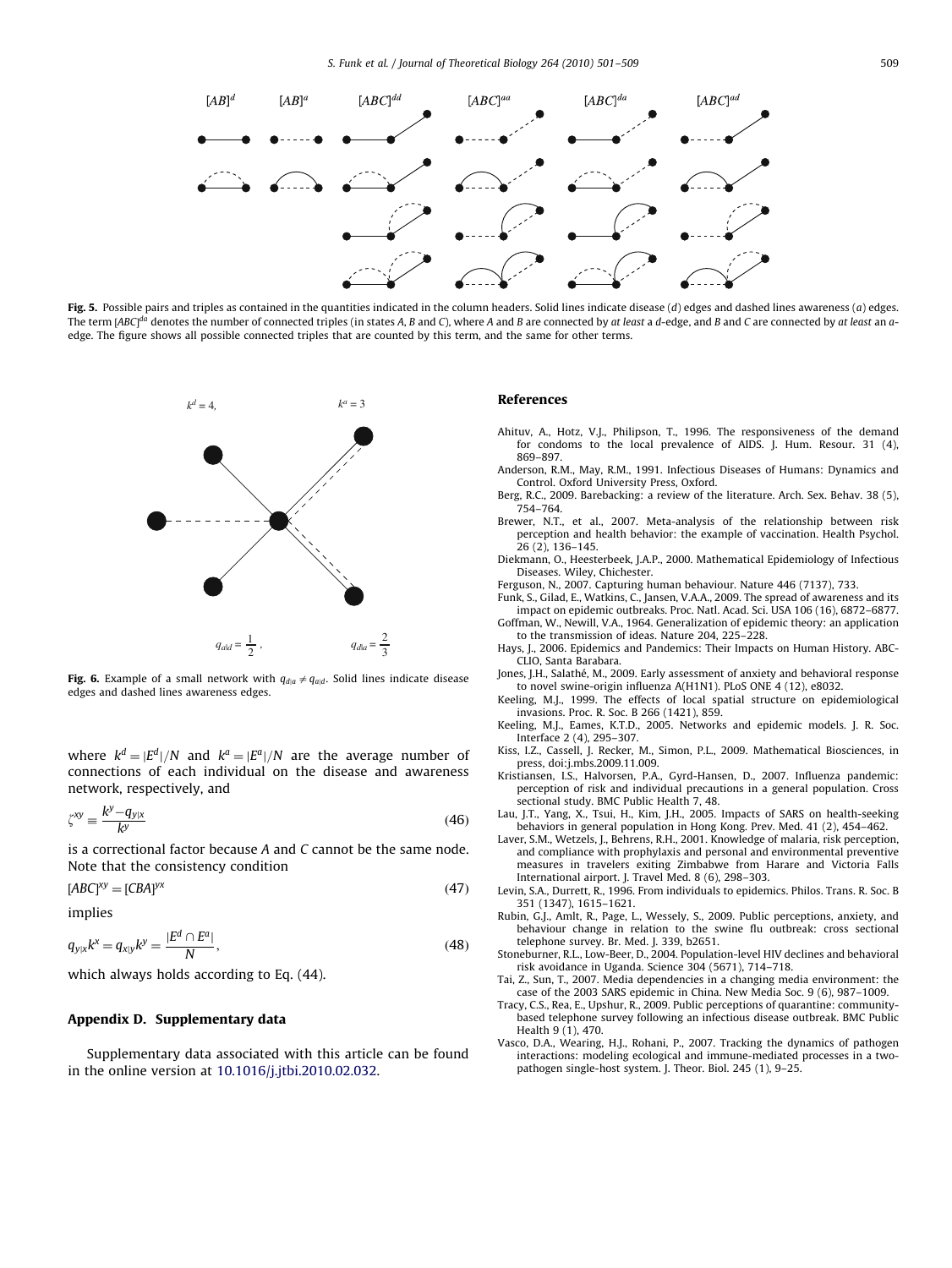$[AB]^d$ $[AB]^a$ $[ABC]^{dd}$ $[ABC]^{aa}$ $[ABC]^{da}$ $[ABC]^{ad}$

Fig. 5. Possible pairs and triples as contained in the quantities indicated in the column headers. Solid lines indicate disease ($d$) edges and dashed lines awareness ($a$) edges. The term $[ABC]^{da}$ denotes the number of connected triples (in states $A$, $B$ and $C$), where $A$ and $B$ are connected by *at least* a $d$-edge, and $B$ and $C$ are connected by *at least* an $a$-edge. The figure shows all possible connected triples that are counted by this term, and the same for other terms.

$k^d = 4,$ $k^a = 3$

$q_{a|d} = \frac{1}{2}\,,$ $q_{d|a} = \frac{2}{3}$

Fig. 6. Example of a small network with $q_{d|a} \neq q_{a|d}$. Solid lines indicate disease edges and dashed lines awareness edges.

where $k^d = |E^d|/N$ and $k^a = |E^a|/N$ are the average number of connections of each individual on the disease and awareness network, respectively, and

$$\zeta^{xy} \equiv \frac{k^y - q_{y|x}}{k^y} \tag{46}$$

is a correctional factor because $A$ and $C$ cannot be the same node. Note that the consistency condition

$$[ABC]^{xy} = [CBA]^{yx} \tag{47}$$

implies

$$q_{y|x}k^x = q_{x|y}k^y = \frac{|E^d \cap E^a|}{N}, \tag{48}$$

which always holds according to Eq. (44).

## Appendix D. Supplementary data

Supplementary data associated with this article can be found in the online version at 10.1016/j.jtbi.2010.02.032.

## References

Ahituv, A., Hotz, V.J., Philipson, T., 1996. The responsiveness of the demand for condoms to the local prevalence of AIDS. J. Hum. Resour. 31 (4), 869–897.

Anderson, R.M., May, R.M., 1991. Infectious Diseases of Humans: Dynamics and Control. Oxford University Press, Oxford.

Berg, R.C., 2009. Barebacking: a review of the literature. Arch. Sex. Behav. 38 (5), 754–764.

Brewer, N.T., et al., 2007. Meta-analysis of the relationship between risk perception and health behavior: the example of vaccination. Health Psychol. 26 (2), 136–145.

Diekmann, O., Heesterbeek, J.A.P., 2000. Mathematical Epidemiology of Infectious Diseases. Wiley, Chichester.

Ferguson, N., 2007. Capturing human behaviour. Nature 446 (7137), 733.

Funk, S., Gilad, E., Watkins, C., Jansen, V.A.A., 2009. The spread of awareness and its impact on epidemic outbreaks. Proc. Natl. Acad. Sci. USA 106 (16), 6872–6877.

Goffman, W., Newill, V.A., 1964. Generalization of epidemic theory: an application to the transmission of ideas. Nature 204, 225–228.

Hays, J., 2006. Epidemics and Pandemics: Their Impacts on Human History. ABC-CLIO, Santa Barbara.

Jones, J.H., Salathé, M., 2009. Early assessment of anxiety and behavioral response to novel swine-origin influenza A(H1N1). PLoS ONE 4 (12), e8032.

Keeling, M.J., 1999. The effects of local spatial structure on epidemiological invasions. Proc. R. Soc. B 266 (1421), 859.

Keeling, M.J., Eames, K.T.D., 2005. Networks and epidemic models. J. R. Soc. Interface 2 (4), 295–307.

Kiss, I.Z., Cassell, J. Recker, M., Simon, P.L., 2009. Mathematical Biosciences, in press, doi:j.mbs.2009.11.009.

Kristiansen, I.S., Halvorsen, P.A., Gyrd-Hansen, D., 2007. Influenza pandemic: perception of risk and individual precautions in a general population. Cross sectional study. BMC Public Health 7, 48.

Lau, J.T., Yang, X., Tsui, H., Kim, J.H., 2005. Impacts of SARS on health-seeking behaviors in general population in Hong Kong. Prev. Med. 41 (2), 454–462.

Laver, S.M., Wetzels, J., Behrens, R.H., 2001. Knowledge of malaria, risk perception, and compliance with prophylaxis and personal and environmental preventive measures in travelers exiting Zimbabwe from Harare and Victoria Falls International airport. J. Travel Med. 8 (6), 298–303.

Levin, S.A., Durrett, R., 1996. From individuals to epidemics. Philos. Trans. R. Soc. B 351 (1347), 1615–1621.

Rubin, G.J., Amlt, R., Page, L., Wessely, S., 2009. Public perceptions, anxiety, and behaviour change in relation to the swine flu outbreak: cross sectional telephone survey. Br. Med. J. 339, b2651.

Stoneburner, R.L., Low-Beer, D., 2004. Population-level HIV declines and behavioral risk avoidance in Uganda. Science 304 (5671), 714–718.

Tai, Z., Sun, T., 2007. Media dependencies in a changing media environment: the case of the 2003 SARS epidemic in China. New Media Soc. 9 (6), 987–1009.

Tracy, C.S., Rea, E., Upshur, R., 2009. Public perceptions of quarantine: community-based telephone survey following an infectious disease outbreak. BMC Public Health 9 (1), 470.

Vasco, D.A., Wearing, H.J., Rohani, P., 2007. Tracking the dynamics of pathogen interactions: modeling ecological and immune-mediated processes in a two-pathogen single-host system. J. Theor. Biol. 245 (1), 9–25.